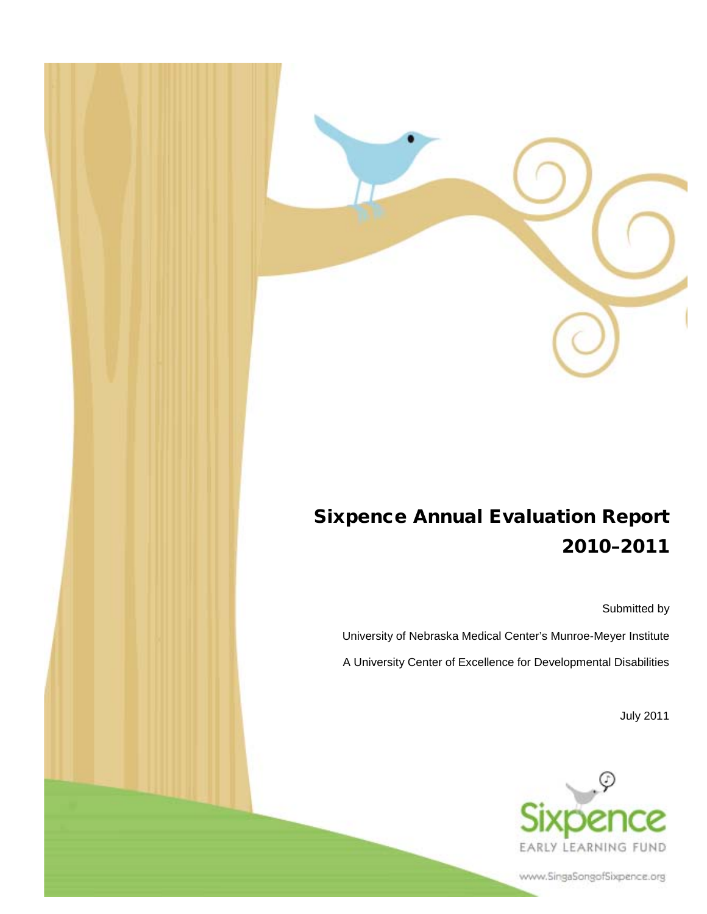# Sixpence Annual Evaluation Report 2010–2011

Submitted by

University of Nebraska Medical Center's Munroe-Meyer Institute

A University Center of Excellence for Developmental Disabilities

July 2011

Sixpence

EARLY LEARNING FUND

www.SingaSongofSixpence.org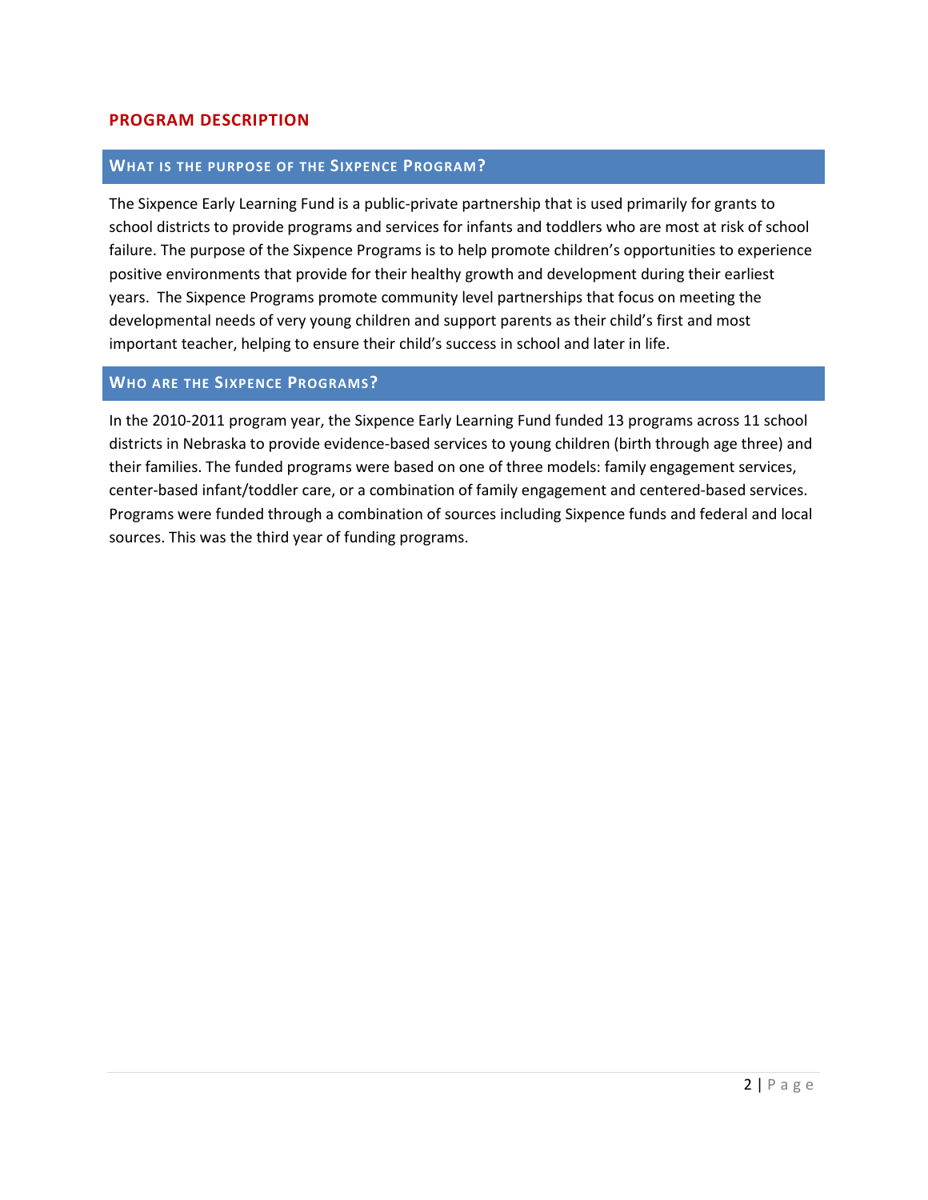## PROGRAM DESCRIPTION

### What is the purpose of the Sixpence Program?

The Sixpence Early Learning Fund is a public-private partnership that is used primarily for grants to school districts to provide programs and services for infants and toddlers who are most at risk of school failure. The purpose of the Sixpence Programs is to help promote children's opportunities to experience positive environments that provide for their healthy growth and development during their earliest years. The Sixpence Programs promote community level partnerships that focus on meeting the developmental needs of very young children and support parents as their child's first and most important teacher, helping to ensure their child's success in school and later in life.

### Who are the Sixpence Programs?

In the 2010-2011 program year, the Sixpence Early Learning Fund funded 13 programs across 11 school districts in Nebraska to provide evidence-based services to young children (birth through age three) and their families. The funded programs were based on one of three models: family engagement services, center-based infant/toddler care, or a combination of family engagement and centered-based services. Programs were funded through a combination of sources including Sixpence funds and federal and local sources. This was the third year of funding programs.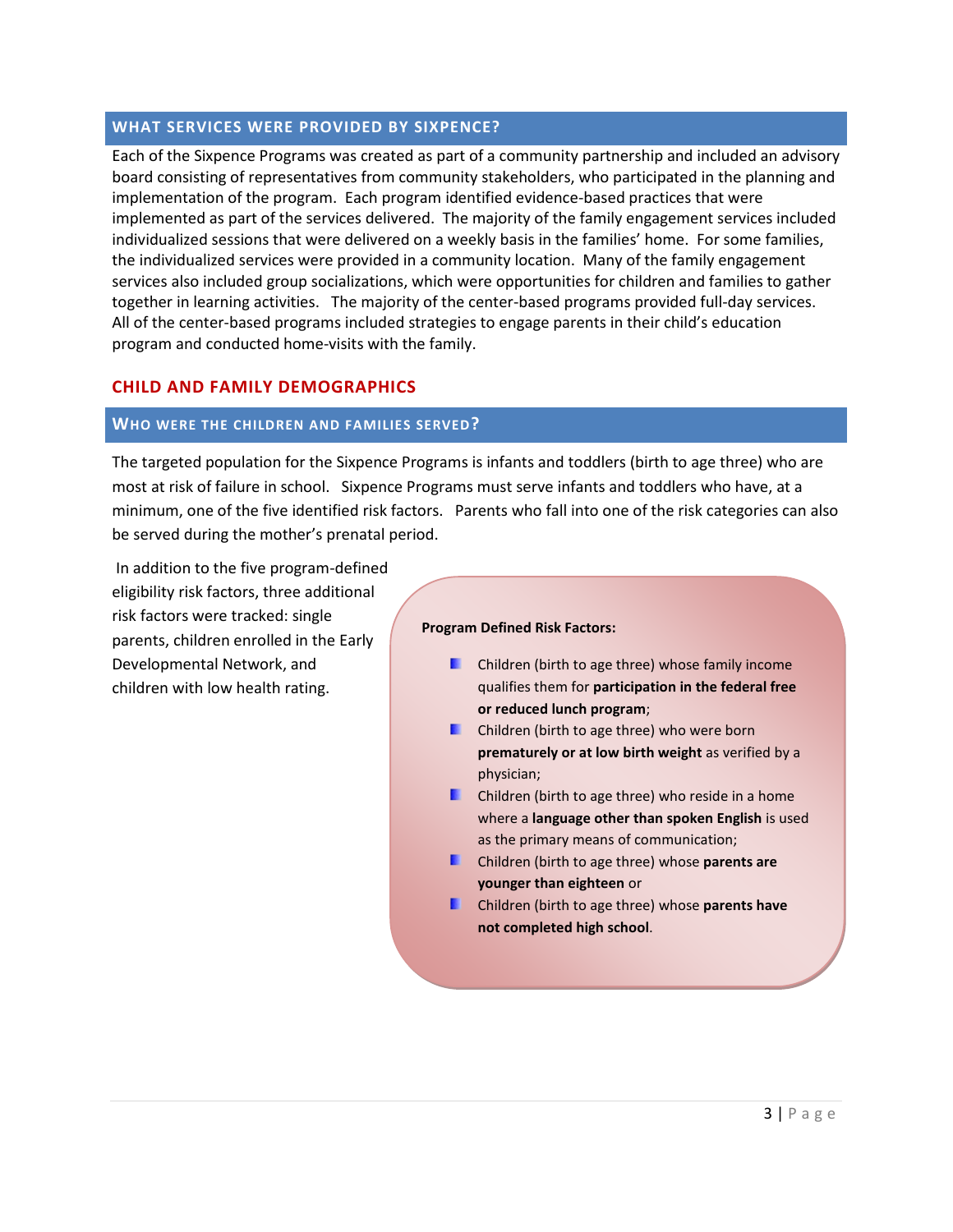## WHAT SERVICES WERE PROVIDED BY SIXPENCE?

Each of the Sixpence Programs was created as part of a community partnership and included an advisory board consisting of representatives from community stakeholders, who participated in the planning and implementation of the program. Each program identified evidence-based practices that were implemented as part of the services delivered. The majority of the family engagement services included individualized sessions that were delivered on a weekly basis in the families' home. For some families, the individualized services were provided in a community location. Many of the family engagement services also included group socializations, which were opportunities for children and families to gather together in learning activities. The majority of the center-based programs provided full-day services. All of the center-based programs included strategies to engage parents in their child's education program and conducted home-visits with the family.

# CHILD AND FAMILY DEMOGRAPHICS

## WHO WERE THE CHILDREN AND FAMILIES SERVED?

The targeted population for the Sixpence Programs is infants and toddlers (birth to age three) who are most at risk of failure in school. Sixpence Programs must serve infants and toddlers who have, at a minimum, one of the five identified risk factors. Parents who fall into one of the risk categories can also be served during the mother's prenatal period.

In addition to the five program-defined eligibility risk factors, three additional risk factors were tracked: single parents, children enrolled in the Early Developmental Network, and children with low health rating.

**Program Defined Risk Factors:**

- Children (birth to age three) whose family income qualifies them for **participation in the federal free or reduced lunch program**;
- Children (birth to age three) who were born **prematurely or at low birth weight** as verified by a physician;
- Children (birth to age three) who reside in a home where a **language other than spoken English** is used as the primary means of communication;
- Children (birth to age three) whose **parents are younger than eighteen** or
- Children (birth to age three) whose **parents have not completed high school**.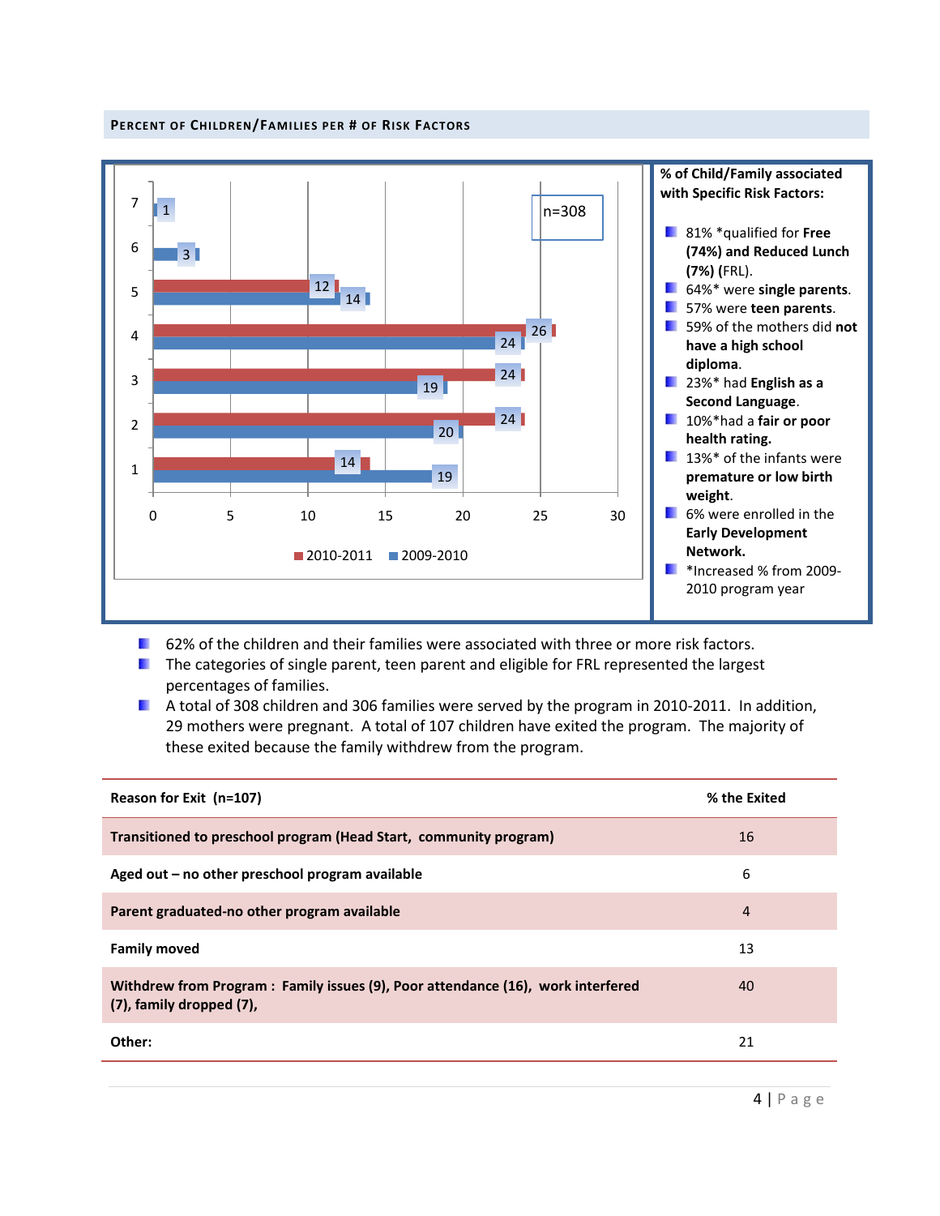## Percent of Children/Families per # of Risk Factors

7
6
5
4
3
2
1
1
3
12
14
26
24
24
19
24
20
14
19
0
5
10
15
20
25
30
n=308
2010-2011
2009-2010

**% of Child/Family associated with Specific Risk Factors:**

- 81% *qualified for **Free (74%) and Reduced Lunch (7%)** (FRL).
- 64%* were **single parents**.
- 57% were **teen parents**.
- 59% of the mothers did **not have a high school diploma**.
- 23%* had **English as a Second Language**.
- 10%*had a **fair or poor health rating.**
- 13%* of the infants were **premature or low birth weight**.
- 6% were enrolled in the **Early Development Network.**
- *Increased % from 2009-2010 program year

- 62% of the children and their families were associated with three or more risk factors.
- The categories of single parent, teen parent and eligible for FRL represented the largest percentages of families.
- A total of 308 children and 306 families were served by the program in 2010-2011. In addition, 29 mothers were pregnant. A total of 107 children have exited the program. The majority of these exited because the family withdrew from the program.

| Reason for Exit (n=107) | % the Exited |
|---|---|
| Transitioned to preschool program (Head Start, community program) | 16 |
| Aged out – no other preschool program available | 6 |
| Parent graduated-no other program available | 4 |
| Family moved | 13 |
| Withdrew from Program : Family issues (9), Poor attendance (16), work interfered (7), family dropped (7), | 40 |
| Other: | 21 |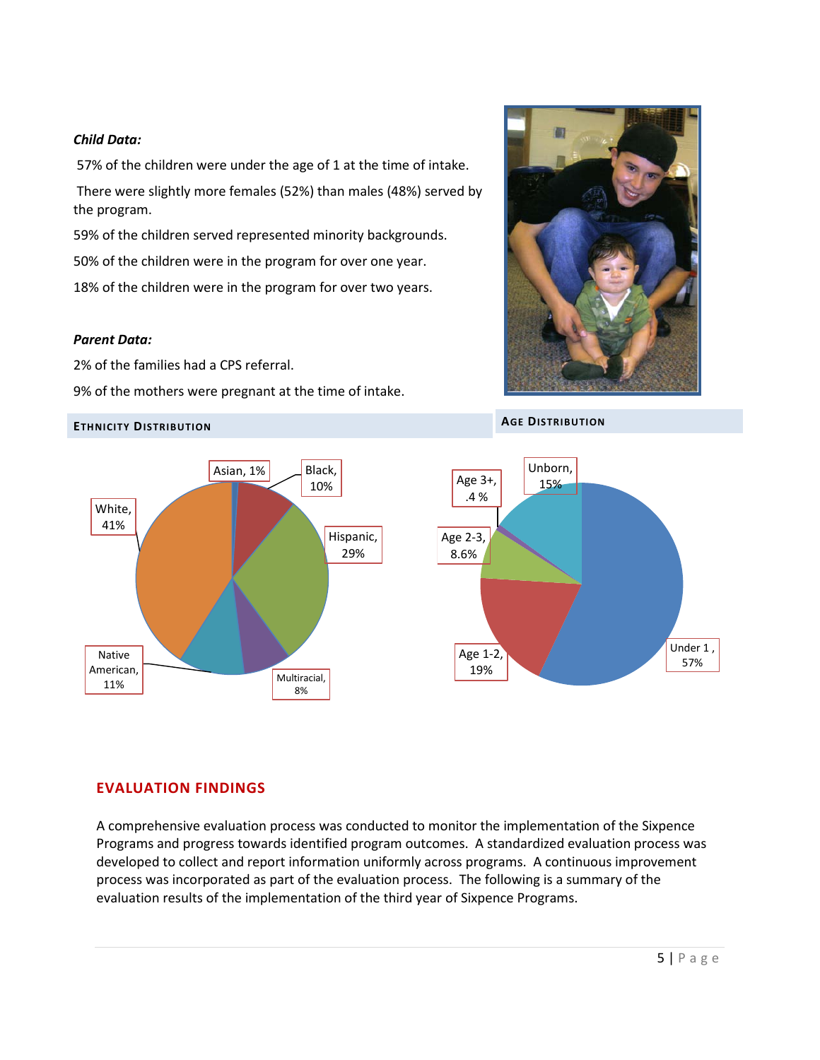***Child Data:***

57% of the children were under the age of 1 at the time of intake.

There were slightly more females (52%) than males (48%) served by the program.

59% of the children served represented minority backgrounds.

50% of the children were in the program for over one year.

18% of the children were in the program for over two years.

***Parent Data:***

2% of the families had a CPS referral.

9% of the mothers were pregnant at the time of intake.

**Ethnicity Distribution**

Asian, 1%
Black, 10%
White, 41%
Hispanic, 29%
Native American, 11%
Multiracial, 8%

**Age Distribution**

Unborn, 15%
Age 3+, .4 %
Age 2-3, 8.6%
Age 1-2, 19%
Under 1 , 57%

## EVALUATION FINDINGS

A comprehensive evaluation process was conducted to monitor the implementation of the Sixpence Programs and progress towards identified program outcomes. A standardized evaluation process was developed to collect and report information uniformly across programs. A continuous improvement process was incorporated as part of the evaluation process. The following is a summary of the evaluation results of the implementation of the third year of Sixpence Programs.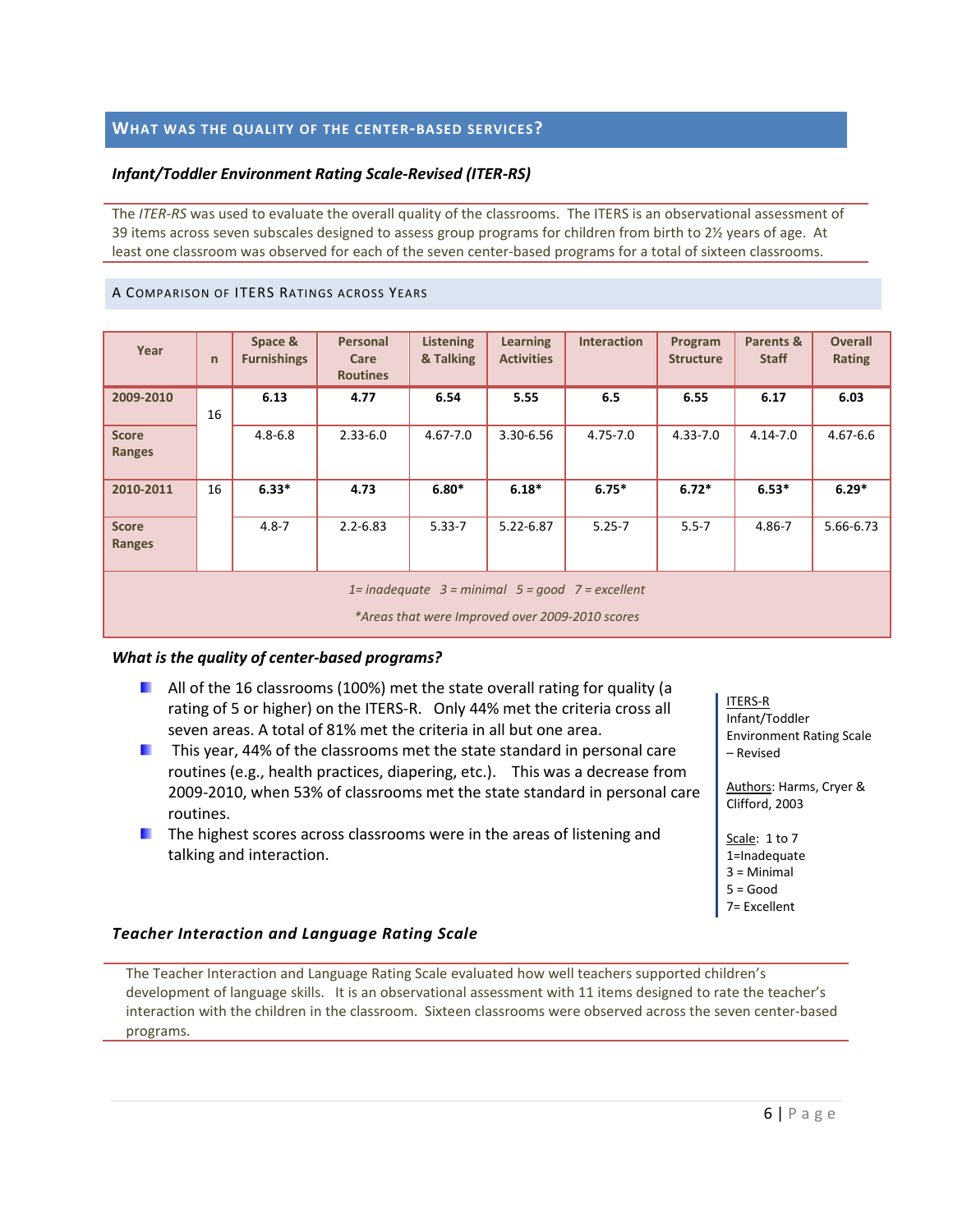## What was the quality of the center-based services?

### *Infant/Toddler Environment Rating Scale-Revised (ITER-RS)*

The *ITER-RS* was used to evaluate the overall quality of the classrooms. The ITERS is an observational assessment of 39 items across seven subscales designed to assess group programs for children from birth to 2½ years of age. At least one classroom was observed for each of the seven center-based programs for a total of sixteen classrooms.

#### A Comparison of ITERS Ratings across Years

| Year | n | Space & Furnishings | Personal Care Routines | Listening & Talking | Learning Activities | Interaction | Program Structure | Parents & Staff | Overall Rating |
|---|---|---|---|---|---|---|---|---|---|
| **2009-2010** | 16 | **6.13** | **4.77** | **6.54** | **5.55** | **6.5** | **6.55** | **6.17** | **6.03** |
| **Score Ranges** | | 4.8-6.8 | 2.33-6.0 | 4.67-7.0 | 3.30-6.56 | 4.75-7.0 | 4.33-7.0 | 4.14-7.0 | 4.67-6.6 |
| **2010-2011** | 16 | **6.33*** | **4.73** | **6.80*** | **6.18*** | **6.75*** | **6.72*** | **6.53*** | **6.29*** |
| **Score Ranges** | | 4.8-7 | 2.2-6.83 | 5.33-7 | 5.22-6.87 | 5.25-7 | 5.5-7 | 4.86-7 | 5.66-6.73 |

*1= inadequate 3 = minimal 5 = good 7 = excellent*

*\*Areas that were Improved over 2009-2010 scores*

### *What is the quality of center-based programs?*

- All of the 16 classrooms (100%) met the state overall rating for quality (a rating of 5 or higher) on the ITERS-R. Only 44% met the criteria cross all seven areas. A total of 81% met the criteria in all but one area.
- This year, 44% of the classrooms met the state standard in personal care routines (e.g., health practices, diapering, etc.). This was a decrease from 2009-2010, when 53% of classrooms met the state standard in personal care routines.
- The highest scores across classrooms were in the areas of listening and talking and interaction.

ITERS-R
Infant/Toddler Environment Rating Scale – Revised

Authors: Harms, Cryer & Clifford, 2003

Scale: 1 to 7
1=Inadequate
3 = Minimal
5 = Good
7= Excellent

### *Teacher Interaction and Language Rating Scale*

The Teacher Interaction and Language Rating Scale evaluated how well teachers supported children's development of language skills. It is an observational assessment with 11 items designed to rate the teacher's interaction with the children in the classroom. Sixteen classrooms were observed across the seven center-based programs.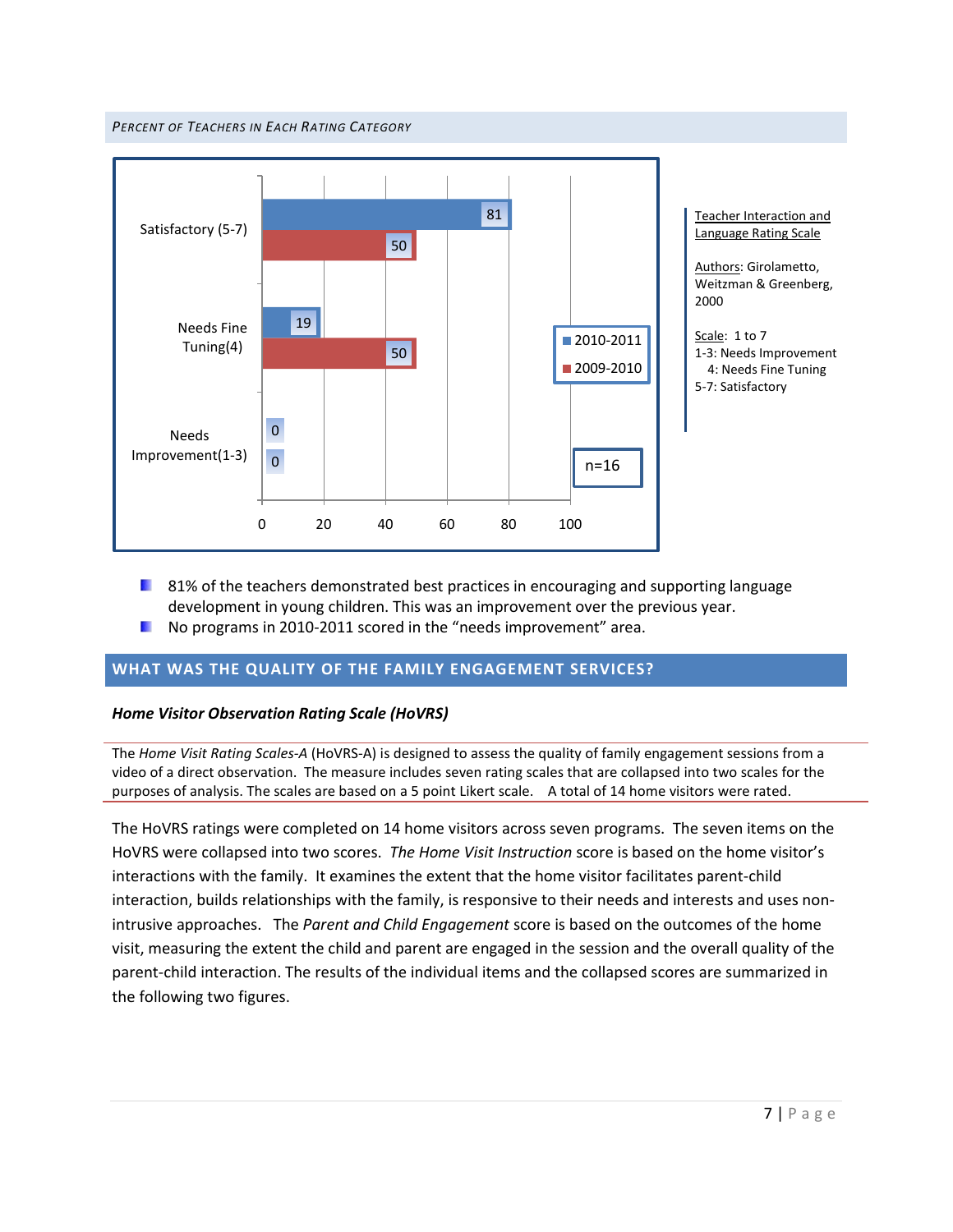*Percent of Teachers in Each Rating Category*

Satisfactory (5-7)
81
50
Needs Fine Tuning(4)
19
50
Needs Improvement(1-3)
0
0
0 20 40 60 80 100
2010-2011
2009-2010
n=16

Teacher Interaction and Language Rating Scale

Authors: Girolametto, Weitzman & Greenberg, 2000

Scale: 1 to 7
1-3: Needs Improvement
4: Needs Fine Tuning
5-7: Satisfactory

- 81% of the teachers demonstrated best practices in encouraging and supporting language development in young children. This was an improvement over the previous year.
- No programs in 2010-2011 scored in the "needs improvement" area.

## WHAT WAS THE QUALITY OF THE FAMILY ENGAGEMENT SERVICES?

### *Home Visitor Observation Rating Scale (HoVRS)*

The *Home Visit Rating Scales-A* (HoVRS-A) is designed to assess the quality of family engagement sessions from a video of a direct observation. The measure includes seven rating scales that are collapsed into two scales for the purposes of analysis. The scales are based on a 5 point Likert scale. A total of 14 home visitors were rated.

The HoVRS ratings were completed on 14 home visitors across seven programs. The seven items on the HoVRS were collapsed into two scores. *The Home Visit Instruction* score is based on the home visitor's interactions with the family. It examines the extent that the home visitor facilitates parent-child interaction, builds relationships with the family, is responsive to their needs and interests and uses non-intrusive approaches. The *Parent and Child Engagement* score is based on the outcomes of the home visit, measuring the extent the child and parent are engaged in the session and the overall quality of the parent-child interaction. The results of the individual items and the collapsed scores are summarized in the following two figures.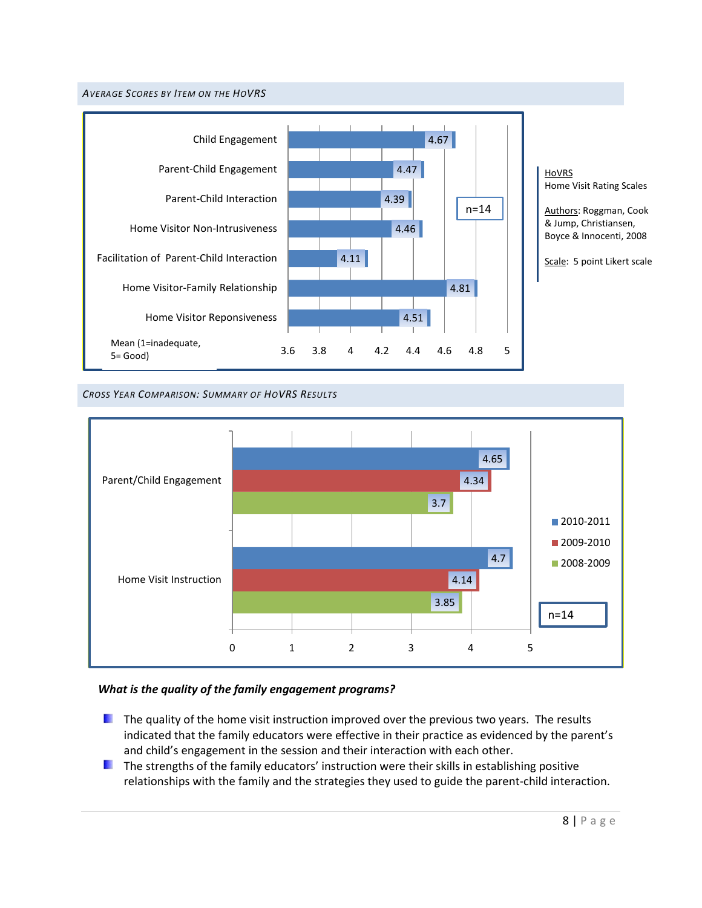## AVERAGE SCORES BY ITEM ON THE HOVRS

Child Engagement 4.67

Parent-Child Engagement 4.47

Parent-Child Interaction 4.39

Home Visitor Non-Intrusiveness 4.46

Facilitation of Parent-Child Interaction 4.11

Home Visitor-Family Relationship 4.81

Home Visitor Reponsiveness 4.51

Mean (1=inadequate, 5= Good)

3.6 3.8 4 4.2 4.4 4.6 4.8 5

n=14

HoVRS
Home Visit Rating Scales

Authors: Roggman, Cook & Jump, Christiansen, Boyce & Innocenti, 2008

Scale: 5 point Likert scale

## CROSS YEAR COMPARISON: SUMMARY OF HOVRS RESULTS

Parent/Child Engagement 4.65 4.34 3.7

Home Visit Instruction 4.7 4.14 3.85

0 1 2 3 4 5

2010-2011
2009-2010
2008-2009

n=14

***What is the quality of the family engagement programs?***

- The quality of the home visit instruction improved over the previous two years. The results indicated that the family educators were effective in their practice as evidenced by the parent's and child's engagement in the session and their interaction with each other.
- The strengths of the family educators' instruction were their skills in establishing positive relationships with the family and the strategies they used to guide the parent-child interaction.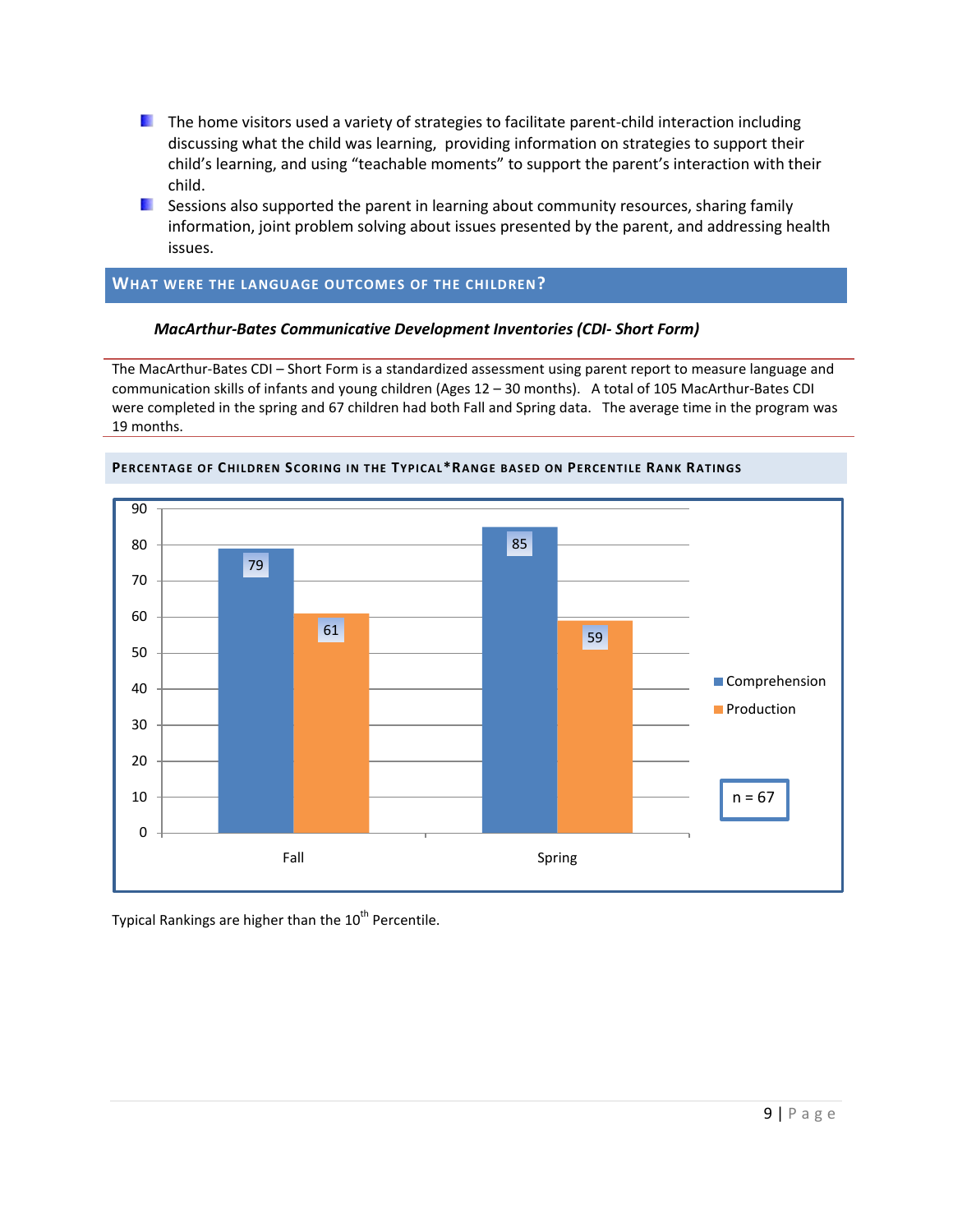- The home visitors used a variety of strategies to facilitate parent-child interaction including discussing what the child was learning, providing information on strategies to support their child's learning, and using "teachable moments" to support the parent's interaction with their child.
- Sessions also supported the parent in learning about community resources, sharing family information, joint problem solving about issues presented by the parent, and addressing health issues.

## WHAT WERE THE LANGUAGE OUTCOMES OF THE CHILDREN?

### *MacArthur-Bates Communicative Development Inventories (CDI- Short Form)*

The MacArthur-Bates CDI – Short Form is a standardized assessment using parent report to measure language and communication skills of infants and young children (Ages 12 – 30 months). A total of 105 MacArthur-Bates CDI were completed in the spring and 67 children had both Fall and Spring data. The average time in the program was 19 months.

#### PERCENTAGE OF CHILDREN SCORING IN THE TYPICAL* RANGE BASED ON PERCENTILE RANK RATINGS

90
80
70
60
50
40
30
20
10
0

79
61
85
59

Fall
Spring

Comprehension
Production

n = 67

Typical Rankings are higher than the 10th Percentile.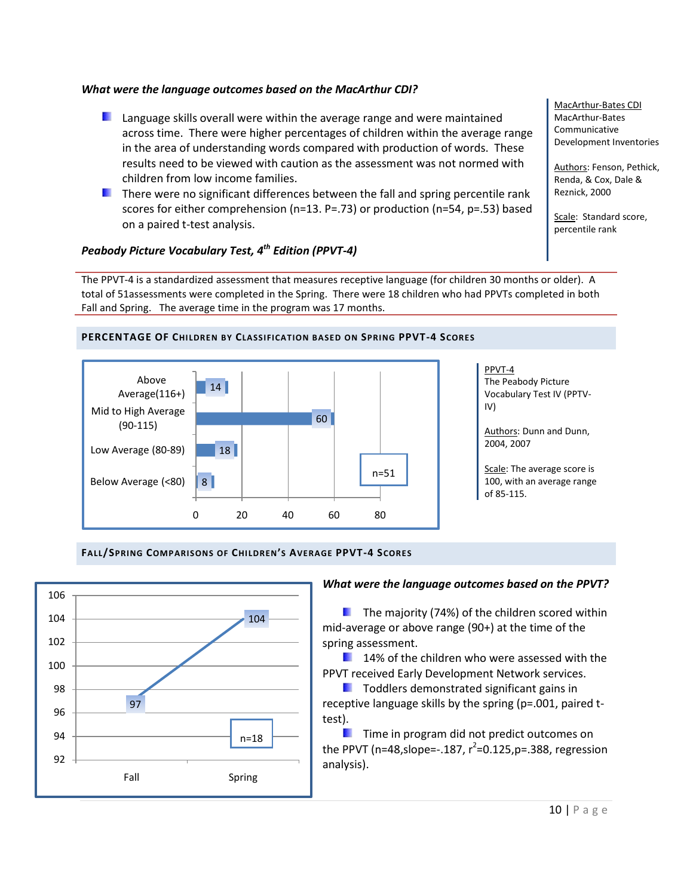### *What were the language outcomes based on the MacArthur CDI?*

- Language skills overall were within the average range and were maintained across time. There were higher percentages of children within the average range in the area of understanding words compared with production of words. These results need to be viewed with caution as the assessment was not normed with children from low income families.
- There were no significant differences between the fall and spring percentile rank scores for either comprehension (n=13. P=.73) or production (n=54, p=.53) based on a paired t-test analysis.

MacArthur-Bates CDI
MacArthur-Bates Communicative Development Inventories

Authors: Fenson, Pethick, Renda, & Cox, Dale & Reznick, 2000

Scale: Standard score, percentile rank

### *Peabody Picture Vocabulary Test, 4th Edition (PPVT-4)*

The PPVT-4 is a standardized assessment that measures receptive language (for children 30 months or older). A total of 51assessments were completed in the Spring. There were 18 children who had PPVTs completed in both Fall and Spring. The average time in the program was 17 months.

#### PERCENTAGE OF CHILDREN BY CLASSIFICATION BASED ON SPRING PPVT-4 SCORES

Above Average(116+) 14
Mid to High Average (90-115) 60
Low Average (80-89) 18
Below Average (<80) 8
0 20 40 60 80
n=51

PPVT-4
The Peabody Picture Vocabulary Test IV (PPTV-IV)

Authors: Dunn and Dunn, 2004, 2007

Scale: The average score is 100, with an average range of 85-115.

#### FALL/SPRING COMPARISONS OF CHILDREN'S AVERAGE PPVT-4 SCORES

106 104 102 100 98 96 94 92
Fall 97
Spring 104
n=18

### *What were the language outcomes based on the PPVT?*

- The majority (74%) of the children scored within mid-average or above range (90+) at the time of the spring assessment.
- 14% of the children who were assessed with the PPVT received Early Development Network services.
- Toddlers demonstrated significant gains in receptive language skills by the spring (p=.001, paired t-test).
- Time in program did not predict outcomes on the PPVT (n=48,slope=-.187, $r^2$=0.125,p=.388, regression analysis).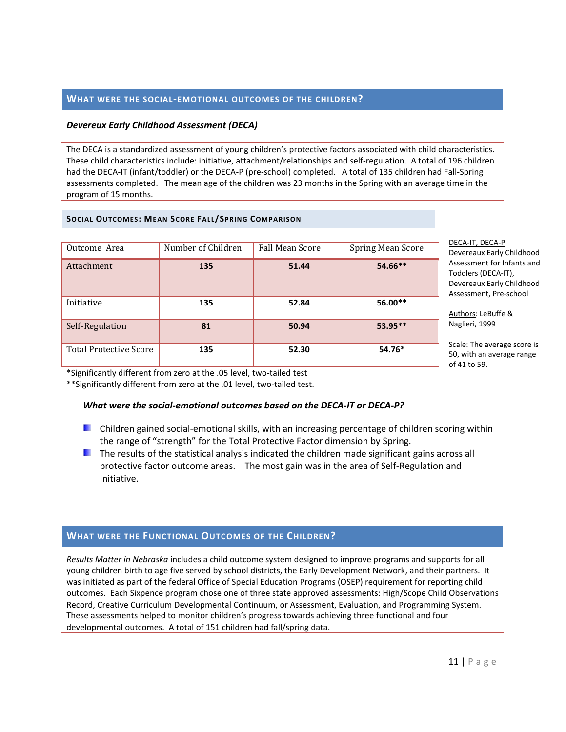## What were the social-emotional outcomes of the children?

***Devereux Early Childhood Assessment (DECA)***

The DECA is a standardized assessment of young children's protective factors associated with child characteristics. These child characteristics include: initiative, attachment/relationships and self-regulation. A total of 196 children had the DECA-IT (infant/toddler) or the DECA-P (pre-school) completed. A total of 135 children had Fall-Spring assessments completed. The mean age of the children was 23 months in the Spring with an average time in the program of 15 months.

### Social Outcomes: Mean Score Fall/Spring Comparison

| Outcome Area | Number of Children | Fall Mean Score | Spring Mean Score |
|---|---|---|---|
| Attachment | **135** | **51.44** | **54.66**** |
| Initiative | **135** | **52.84** | **56.00**** |
| Self-Regulation | **81** | **50.94** | **53.95**** |
| Total Protective Score | **135** | **52.30** | **54.76*** |

*Significantly different from zero at the .05 level, two-tailed test

**Significantly different from zero at the .01 level, two-tailed test.

DECA-IT, DECA-P
Devereaux Early Childhood Assessment for Infants and Toddlers (DECA-IT), Devereaux Early Childhood Assessment, Pre-school

Authors: LeBuffe & Naglieri, 1999

Scale: The average score is 50, with an average range of 41 to 59.

***What were the social-emotional outcomes based on the DECA-IT or DECA-P?***

- Children gained social-emotional skills, with an increasing percentage of children scoring within the range of "strength" for the Total Protective Factor dimension by Spring.
- The results of the statistical analysis indicated the children made significant gains across all protective factor outcome areas. The most gain was in the area of Self-Regulation and Initiative.

## What were the Functional Outcomes of the Children?

*Results Matter in Nebraska* includes a child outcome system designed to improve programs and supports for all young children birth to age five served by school districts, the Early Development Network, and their partners. It was initiated as part of the federal Office of Special Education Programs (OSEP) requirement for reporting child outcomes. Each Sixpence program chose one of three state approved assessments: High/Scope Child Observations Record, Creative Curriculum Developmental Continuum, or Assessment, Evaluation, and Programming System. These assessments helped to monitor children's progress towards achieving three functional and four developmental outcomes. A total of 151 children had fall/spring data.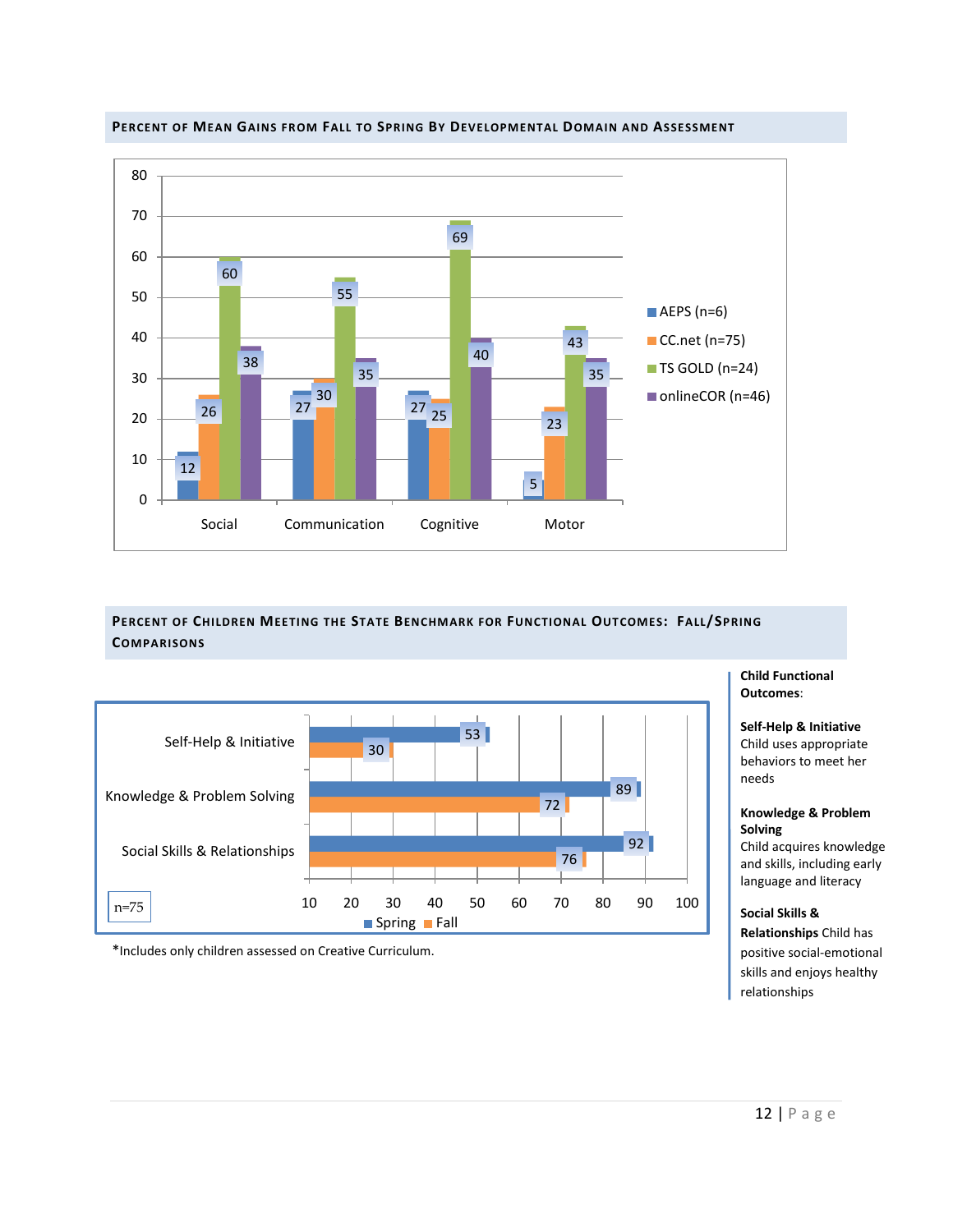### Percent of Mean Gains from Fall to Spring By Developmental Domain and Assessment

80
70
60
50
40
30
20
10
0

12
26
60
38
27
30
55
35
27
25
69
40
5
23
43
35

Social
Communication
Cognitive
Motor

AEPS (n=6)
CC.net (n=75)
TS GOLD (n=24)
onlineCOR (n=46)

### Percent of Children Meeting the State Benchmark for Functional Outcomes: Fall/Spring Comparisons

Self-Help & Initiative
Knowledge & Problem Solving
Social Skills & Relationships

53
30
89
72
92
76

n=75

10 20 30 40 50 60 70 80 90 100

Spring
Fall

*Includes only children assessed on Creative Curriculum.

**Child Functional Outcomes**:

**Self-Help & Initiative**
Child uses appropriate behaviors to meet her needs

**Knowledge & Problem Solving**
Child acquires knowledge and skills, including early language and literacy

**Social Skills & Relationships** Child has positive social-emotional skills and enjoys healthy relationships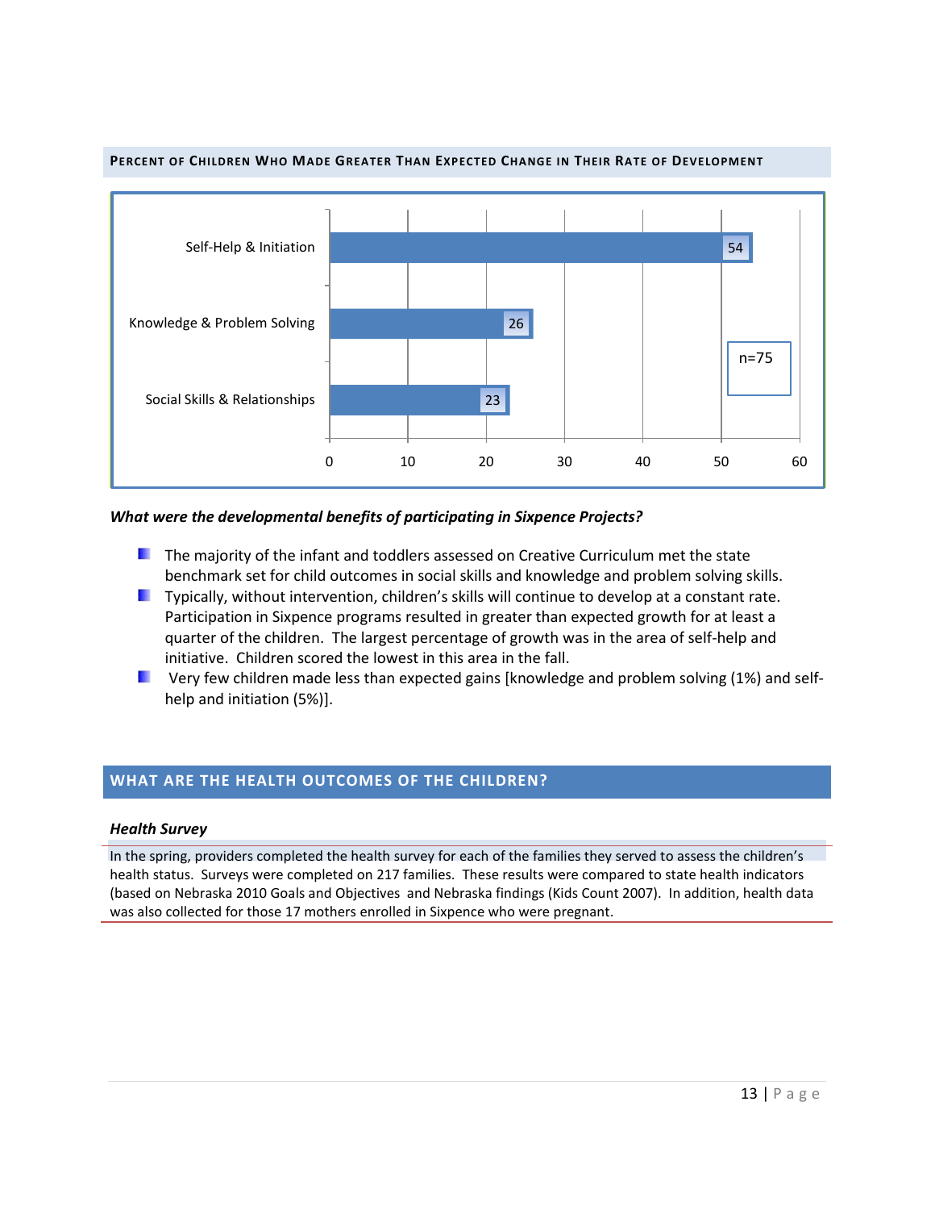**Percent of Children Who Made Greater Than Expected Change in Their Rate of Development**

Self-Help & Initiation
54
Knowledge & Problem Solving
26
Social Skills & Relationships
23
n=75
0
10
20
30
40
50
60

***What were the developmental benefits of participating in Sixpence Projects?***

- The majority of the infant and toddlers assessed on Creative Curriculum met the state benchmark set for child outcomes in social skills and knowledge and problem solving skills.
- Typically, without intervention, children's skills will continue to develop at a constant rate. Participation in Sixpence programs resulted in greater than expected growth for at least a quarter of the children. The largest percentage of growth was in the area of self-help and initiative. Children scored the lowest in this area in the fall.
- Very few children made less than expected gains [knowledge and problem solving (1%) and self-help and initiation (5%)].

## WHAT ARE THE HEALTH OUTCOMES OF THE CHILDREN?

***Health Survey***

In the spring, providers completed the health survey for each of the families they served to assess the children's health status. Surveys were completed on 217 families. These results were compared to state health indicators (based on Nebraska 2010 Goals and Objectives and Nebraska findings (Kids Count 2007). In addition, health data was also collected for those 17 mothers enrolled in Sixpence who were pregnant.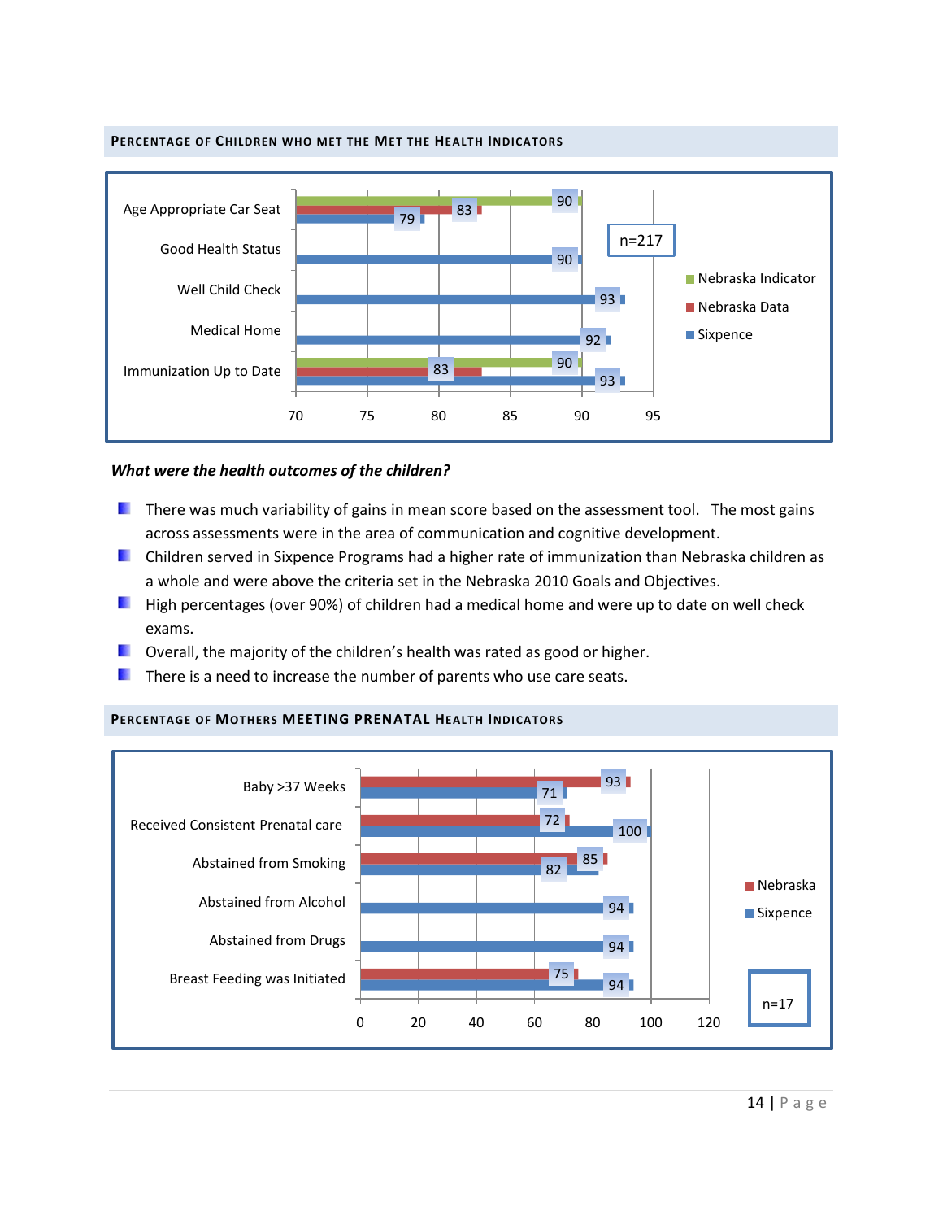## Percentage of Children who met the Met the Health Indicators

Age Appropriate Car Seat
Good Health Status
Well Child Check
Medical Home
Immunization Up to Date

90
83
79
90
93
92
90
83
93

70 75 80 85 90 95

n=217

Nebraska Indicator
Nebraska Data
Sixpence

***What were the health outcomes of the children?***

- There was much variability of gains in mean score based on the assessment tool. The most gains across assessments were in the area of communication and cognitive development.
- Children served in Sixpence Programs had a higher rate of immunization than Nebraska children as a whole and were above the criteria set in the Nebraska 2010 Goals and Objectives.
- High percentages (over 90%) of children had a medical home and were up to date on well check exams.
- Overall, the majority of the children's health was rated as good or higher.
- There is a need to increase the number of parents who use care seats.

## Percentage of Mothers MEETING PRENATAL Health Indicators

Baby >37 Weeks
Received Consistent Prenatal care
Abstained from Smoking
Abstained from Alcohol
Abstained from Drugs
Breast Feeding was Initiated

93
71
72
100
85
82
94
94
75
94

0 20 40 60 80 100 120

Nebraska
Sixpence

n=17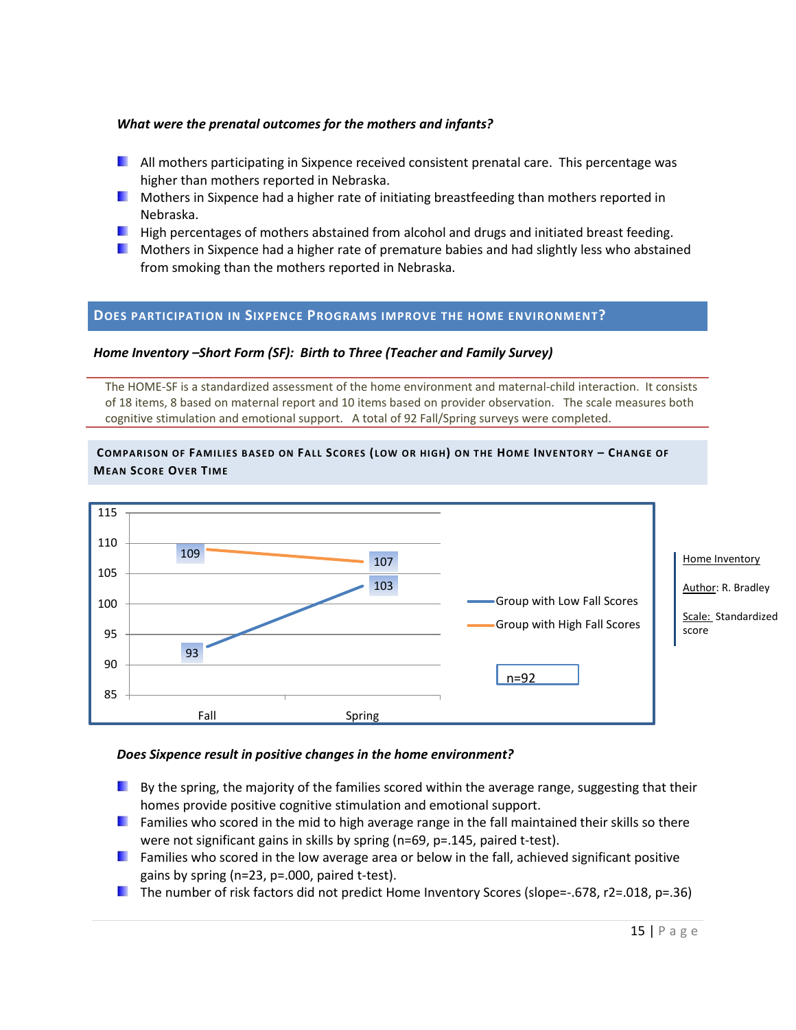***What were the prenatal outcomes for the mothers and infants?***

- All mothers participating in Sixpence received consistent prenatal care. This percentage was higher than mothers reported in Nebraska.
- Mothers in Sixpence had a higher rate of initiating breastfeeding than mothers reported in Nebraska.
- High percentages of mothers abstained from alcohol and drugs and initiated breast feeding.
- Mothers in Sixpence had a higher rate of premature babies and had slightly less who abstained from smoking than the mothers reported in Nebraska.

## DOES PARTICIPATION IN SIXPENCE PROGRAMS IMPROVE THE HOME ENVIRONMENT?

***Home Inventory –Short Form (SF): Birth to Three (Teacher and Family Survey)***

The HOME-SF is a standardized assessment of the home environment and maternal-child interaction. It consists of 18 items, 8 based on maternal report and 10 items based on provider observation. The scale measures both cognitive stimulation and emotional support. A total of 92 Fall/Spring surveys were completed.

**COMPARISON OF FAMILIES BASED ON FALL SCORES (LOW OR HIGH) ON THE HOME INVENTORY – CHANGE OF MEAN SCORE OVER TIME**

115
110
105
100
95
90
85

109
107
103
93

Fall
Spring

Group with Low Fall Scores
Group with High Fall Scores

n=92

Home Inventory

Author: R. Bradley

Scale: Standardized score

***Does Sixpence result in positive changes in the home environment?***

- By the spring, the majority of the families scored within the average range, suggesting that their homes provide positive cognitive stimulation and emotional support.
- Families who scored in the mid to high average range in the fall maintained their skills so there were not significant gains in skills by spring (n=69, p=.145, paired t-test).
- Families who scored in the low average area or below in the fall, achieved significant positive gains by spring (n=23, p=.000, paired t-test).
- The number of risk factors did not predict Home Inventory Scores (slope=-.678, r2=.018, p=.36)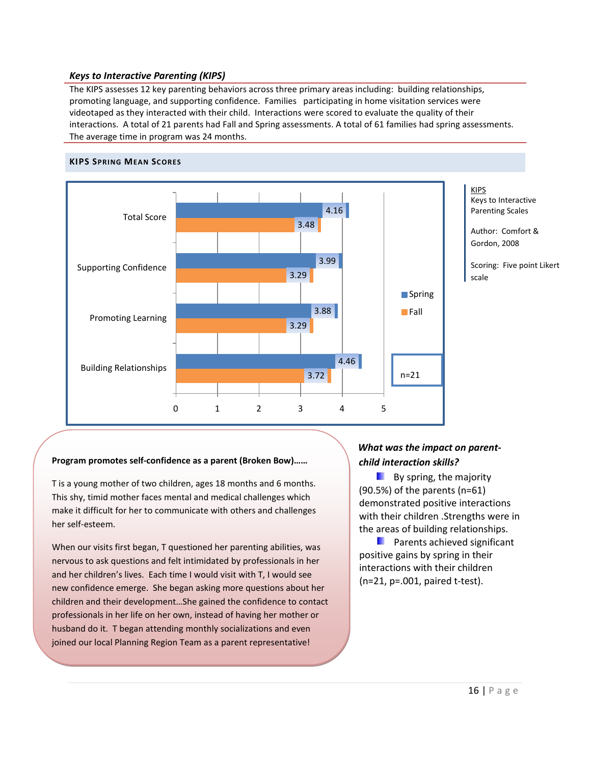### *Keys to Interactive Parenting (KIPS)*

The KIPS assesses 12 key parenting behaviors across three primary areas including: building relationships, promoting language, and supporting confidence. Families participating in home visitation services were videotaped as they interacted with their child. Interactions were scored to evaluate the quality of their interactions. A total of 21 parents had Fall and Spring assessments. A total of 61 families had spring assessments. The average time in program was 24 months.

#### KIPS Spring Mean Scores

Total Score
4.16
3.48

Supporting Confidence
3.99
3.29

Promoting Learning
3.88
3.29

Building Relationships
4.46
3.72

0 1 2 3 4 5

Spring
Fall

n=21

KIPS
Keys to Interactive Parenting Scales

Author: Comfort & Gordon, 2008

Scoring: Five point Likert scale

**Program promotes self-confidence as a parent (Broken Bow)……**

T is a young mother of two children, ages 18 months and 6 months. This shy, timid mother faces mental and medical challenges which make it difficult for her to communicate with others and challenges her self-esteem.

When our visits first began, T questioned her parenting abilities, was nervous to ask questions and felt intimidated by professionals in her and her children's lives. Each time I would visit with T, I would see new confidence emerge. She began asking more questions about her children and their development…She gained the confidence to contact professionals in her life on her own, instead of having her mother or husband do it. T began attending monthly socializations and even joined our local Planning Region Team as a parent representative!

***What was the impact on parent-child interaction skills?***

- By spring, the majority (90.5%) of the parents (n=61) demonstrated positive interactions with their children .Strengths were in the areas of building relationships.
- Parents achieved significant positive gains by spring in their interactions with their children (n=21, p=.001, paired t-test).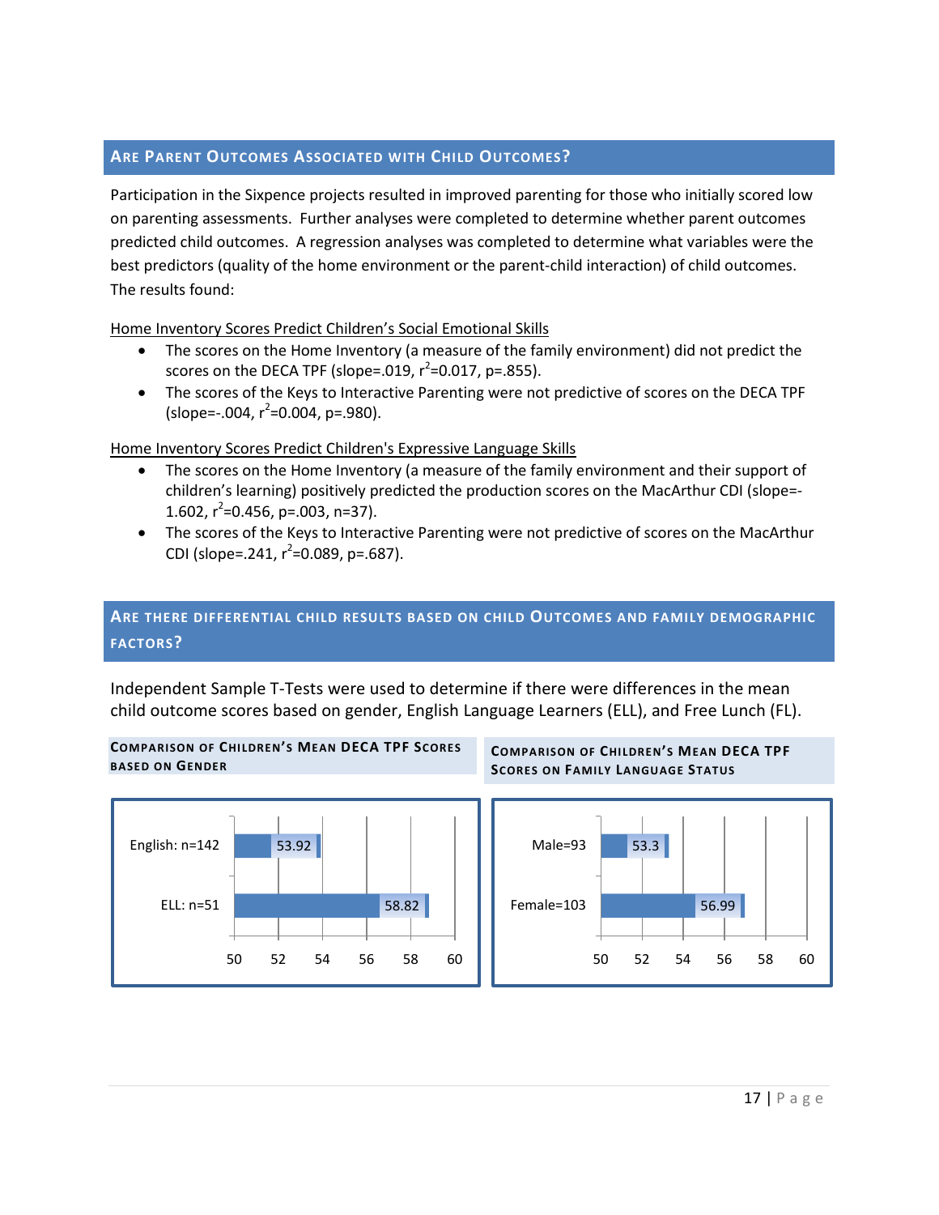## Are Parent Outcomes Associated with Child Outcomes?

Participation in the Sixpence projects resulted in improved parenting for those who initially scored low on parenting assessments. Further analyses were completed to determine whether parent outcomes predicted child outcomes. A regression analyses was completed to determine what variables were the best predictors (quality of the home environment or the parent-child interaction) of child outcomes. The results found:

Home Inventory Scores Predict Children's Social Emotional Skills

- The scores on the Home Inventory (a measure of the family environment) did not predict the scores on the DECA TPF (slope=.019, $r^2$=0.017, p=.855).
- The scores of the Keys to Interactive Parenting were not predictive of scores on the DECA TPF (slope=-.004, $r^2$=0.004, p=.980).

Home Inventory Scores Predict Children's Expressive Language Skills

- The scores on the Home Inventory (a measure of the family environment and their support of children's learning) positively predicted the production scores on the MacArthur CDI (slope=-1.602, $r^2$=0.456, p=.003, n=37).
- The scores of the Keys to Interactive Parenting were not predictive of scores on the MacArthur CDI (slope=.241, $r^2$=0.089, p=.687).

## Are there differential child results based on child Outcomes and family demographic factors?

Independent Sample T-Tests were used to determine if there were differences in the mean child outcome scores based on gender, English Language Learners (ELL), and Free Lunch (FL).

### Comparison of Children's Mean DECA TPF Scores based on Gender

English: n=142
53.92
ELL: n=51
58.82
50 52 54 56 58 60

### Comparison of Children's Mean DECA TPF Scores on Family Language Status

Male=93
53.3
Female=103
56.99
50 52 54 56 58 60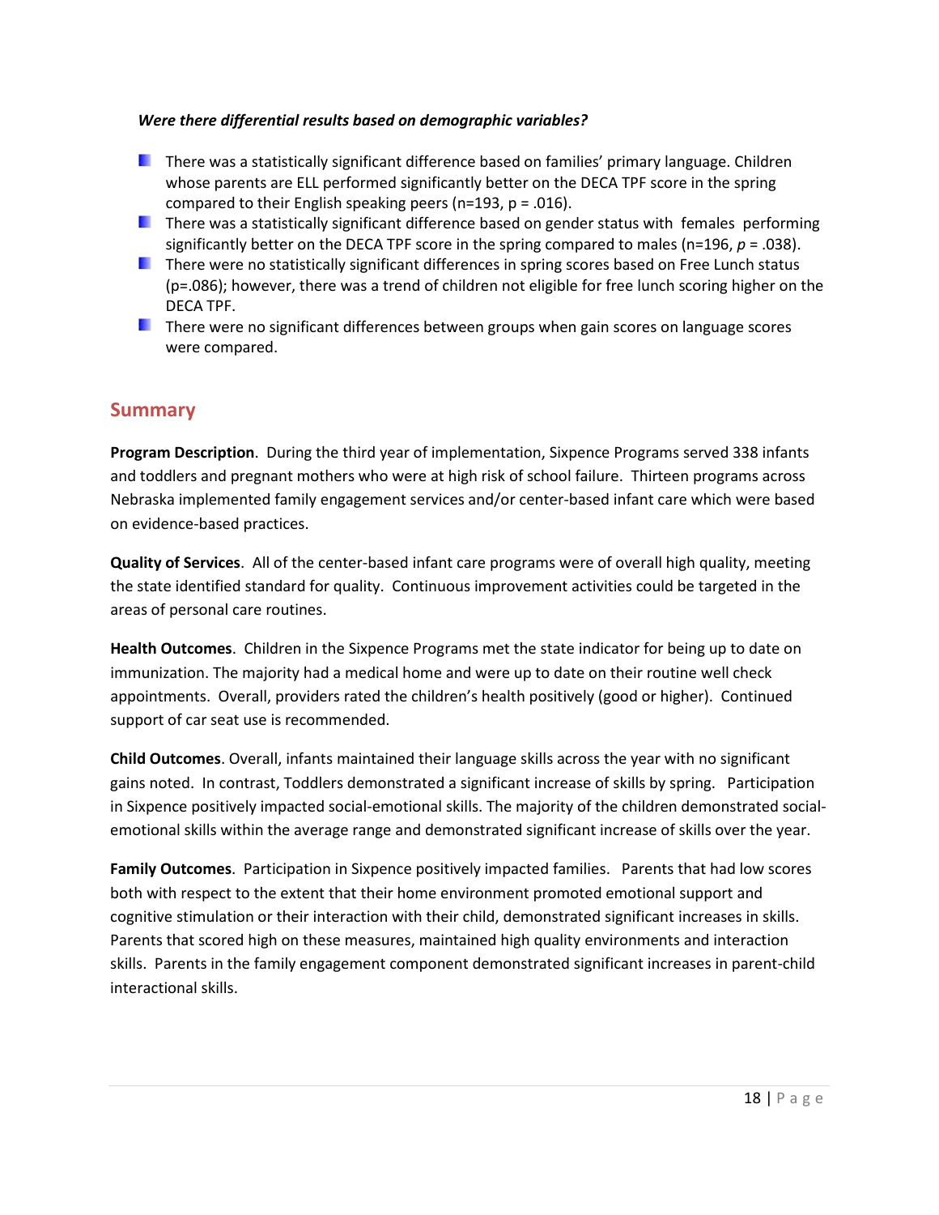***Were there differential results based on demographic variables?***

- There was a statistically significant difference based on families' primary language. Children whose parents are ELL performed significantly better on the DECA TPF score in the spring compared to their English speaking peers (n=193, p = .016).
- There was a statistically significant difference based on gender status with females performing significantly better on the DECA TPF score in the spring compared to males (n=196, *p* = .038).
- There were no statistically significant differences in spring scores based on Free Lunch status (p=.086); however, there was a trend of children not eligible for free lunch scoring higher on the DECA TPF.
- There were no significant differences between groups when gain scores on language scores were compared.

## Summary

**Program Description**. During the third year of implementation, Sixpence Programs served 338 infants and toddlers and pregnant mothers who were at high risk of school failure. Thirteen programs across Nebraska implemented family engagement services and/or center-based infant care which were based on evidence-based practices.

**Quality of Services**. All of the center-based infant care programs were of overall high quality, meeting the state identified standard for quality. Continuous improvement activities could be targeted in the areas of personal care routines.

**Health Outcomes**. Children in the Sixpence Programs met the state indicator for being up to date on immunization. The majority had a medical home and were up to date on their routine well check appointments. Overall, providers rated the children's health positively (good or higher). Continued support of car seat use is recommended.

**Child Outcomes**. Overall, infants maintained their language skills across the year with no significant gains noted. In contrast, Toddlers demonstrated a significant increase of skills by spring. Participation in Sixpence positively impacted social-emotional skills. The majority of the children demonstrated social-emotional skills within the average range and demonstrated significant increase of skills over the year.

**Family Outcomes**. Participation in Sixpence positively impacted families. Parents that had low scores both with respect to the extent that their home environment promoted emotional support and cognitive stimulation or their interaction with their child, demonstrated significant increases in skills. Parents that scored high on these measures, maintained high quality environments and interaction skills. Parents in the family engagement component demonstrated significant increases in parent-child interactional skills.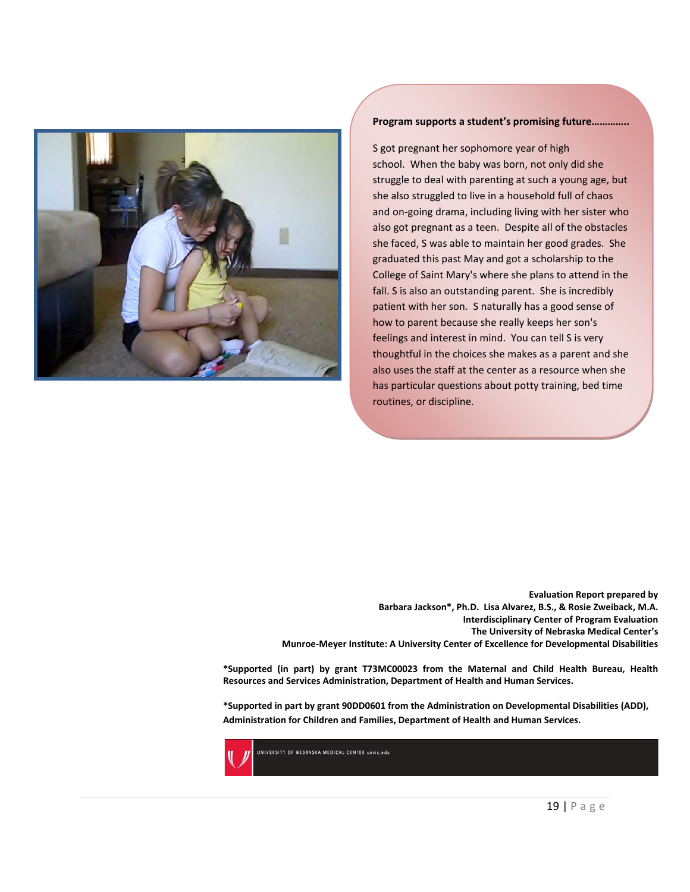**Program supports a student's promising future………….**

S got pregnant her sophomore year of high school. When the baby was born, not only did she struggle to deal with parenting at such a young age, but she also struggled to live in a household full of chaos and on-going drama, including living with her sister who also got pregnant as a teen. Despite all of the obstacles she faced, S was able to maintain her good grades. She graduated this past May and got a scholarship to the College of Saint Mary's where she plans to attend in the fall. S is also an outstanding parent. She is incredibly patient with her son. S naturally has a good sense of how to parent because she really keeps her son's feelings and interest in mind. You can tell S is very thoughtful in the choices she makes as a parent and she also uses the staff at the center as a resource when she has particular questions about potty training, bed time routines, or discipline.

**Evaluation Report prepared by**
**Barbara Jackson*, Ph.D. Lisa Alvarez, B.S., & Rosie Zweiback, M.A.**
**Interdisciplinary Center of Program Evaluation**
**The University of Nebraska Medical Center's**
**Munroe-Meyer Institute: A University Center of Excellence for Developmental Disabilities**

***Supported (in part) by grant T73MC00023 from the Maternal and Child Health Bureau, Health Resources and Services Administration, Department of Health and Human Services.**

***Supported in part by grant 90DD0601 from the Administration on Developmental Disabilities (ADD), Administration for Children and Families, Department of Health and Human Services.**

UNIVERSITY OF NEBRASKA MEDICAL CENTER unmc.edu